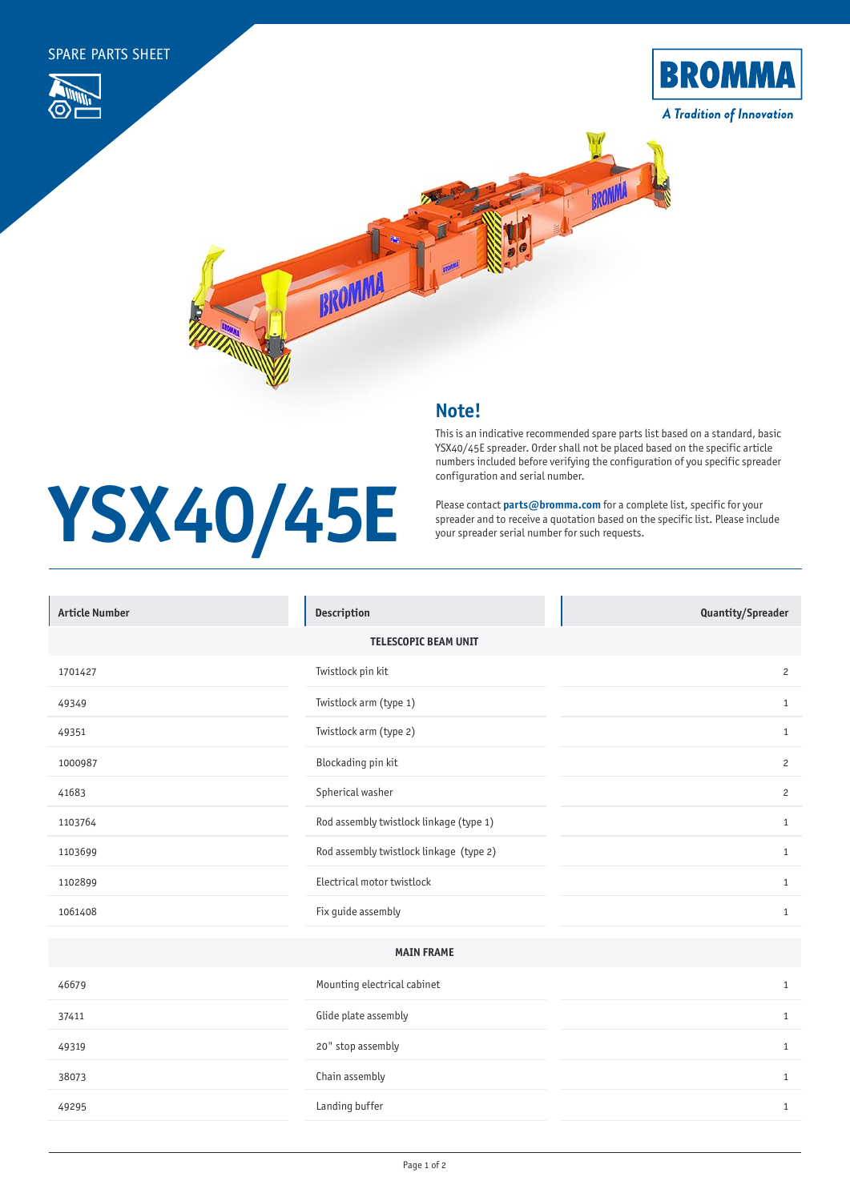SPARE PARTS SHEET

BROMMA

*A Tradition of Innovation*

# YSX40/45E

## Note!

This is an indicative recommended spare parts list based on a standard, basic YSX40/45E spreader. Order shall not be placed based on the specific article numbers included before verifying the configuration of you specific spreader configuration and serial number.

Please contact **parts@bromma.com** for a complete list, specific for your spreader and to receive a quotation based on the specific list. Please include your spreader serial number for such requests.

| Article Number | Description | Quantity/Spreader |
|---|---|---|
| | **TELESCOPIC BEAM UNIT** | |
| 1701427 | Twistlock pin kit | 2 |
| 49349 | Twistlock arm (type 1) | 1 |
| 49351 | Twistlock arm (type 2) | 1 |
| 1000987 | Blockading pin kit | 2 |
| 41683 | Spherical washer | 2 |
| 1103764 | Rod assembly twistlock linkage (type 1) | 1 |
| 1103699 | Rod assembly twistlock linkage (type 2) | 1 |
| 1102899 | Electrical motor twistlock | 1 |
| 1061408 | Fix guide assembly | 1 |
| | **MAIN FRAME** | |
| 46679 | Mounting electrical cabinet | 1 |
| 37411 | Glide plate assembly | 1 |
| 49319 | 20" stop assembly | 1 |
| 38073 | Chain assembly | 1 |
| 49295 | Landing buffer | 1 |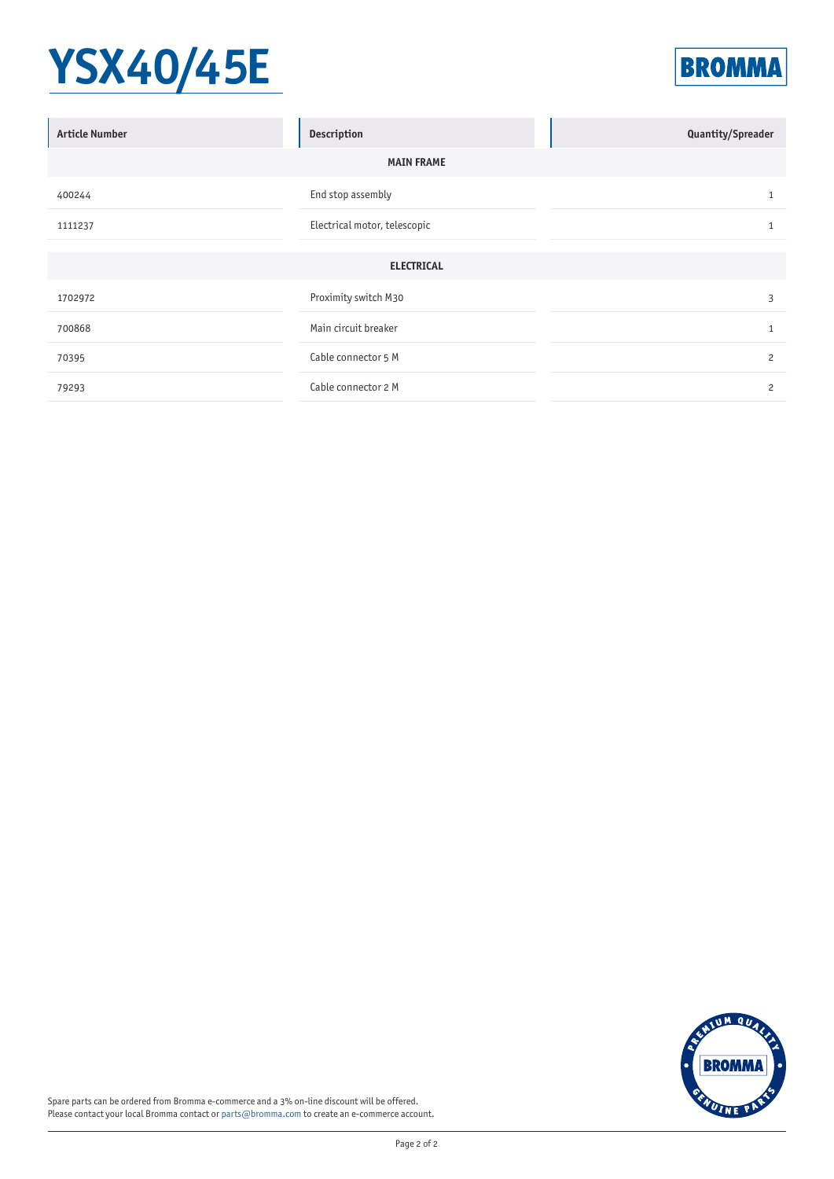# YSX40/45E

| Article Number | Description | Quantity/Spreader |
|---|---|---|
| | **MAIN FRAME** | |
| 400244 | End stop assembly | 1 |
| 1111237 | Electrical motor, telescopic | 1 |
| | **ELECTRICAL** | |
| 1702972 | Proximity switch M30 | 3 |
| 700868 | Main circuit breaker | 1 |
| 70395 | Cable connector 5 M | 2 |
| 79293 | Cable connector 2 M | 2 |

Spare parts can be ordered from Bromma e-commerce and a 3% on-line discount will be offered.
Please contact your local Bromma contact or parts@bromma.com to create an e-commerce account.